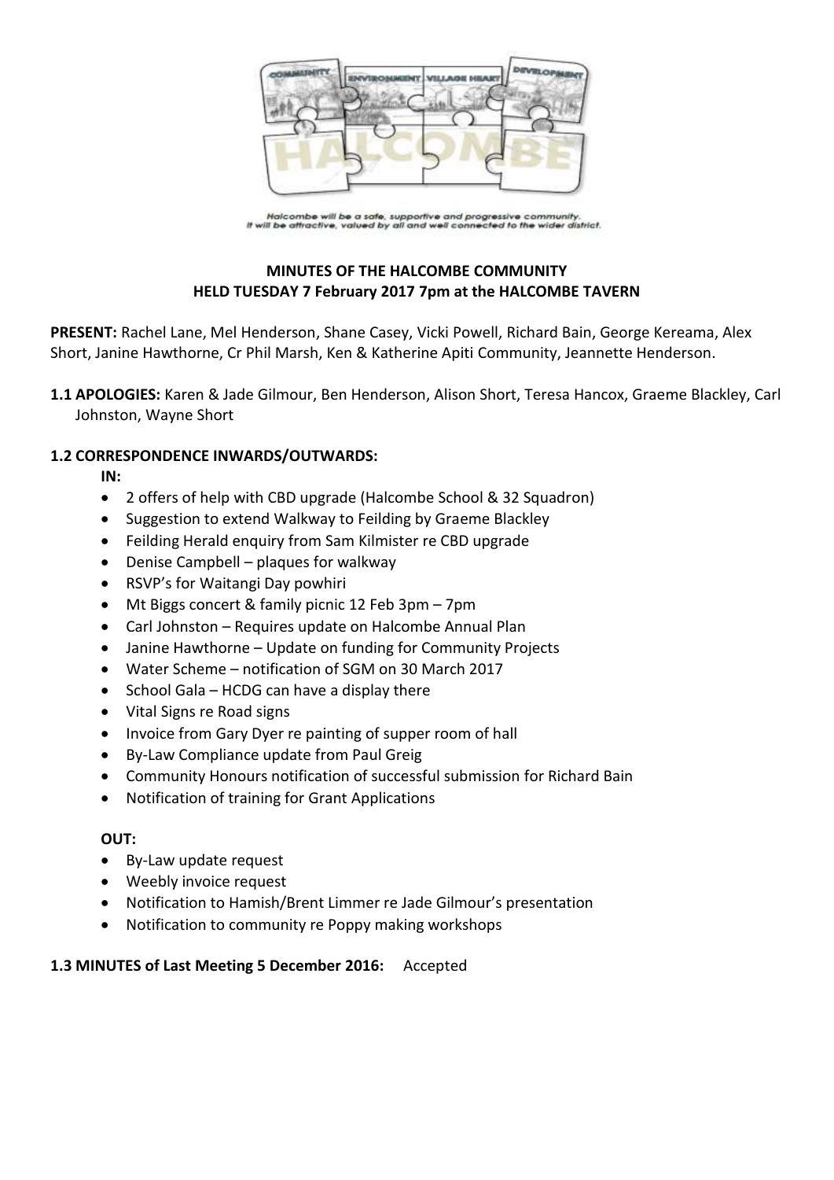Halcombe will be a safe, supportive and progressive community.
It will be attractive, valued by all and well connected to the wider district.

**MINUTES OF THE HALCOMBE COMMUNITY**
**HELD TUESDAY 7 February 2017 7pm at the HALCOMBE TAVERN**

**PRESENT:** Rachel Lane, Mel Henderson, Shane Casey, Vicki Powell, Richard Bain, George Kereama, Alex Short, Janine Hawthorne, Cr Phil Marsh, Ken & Katherine Apiti Community, Jeannette Henderson.

**1.1 APOLOGIES:** Karen & Jade Gilmour, Ben Henderson, Alison Short, Teresa Hancox, Graeme Blackley, Carl Johnston, Wayne Short

**1.2 CORRESPONDENCE INWARDS/OUTWARDS:**

**IN:**

- 2 offers of help with CBD upgrade (Halcombe School & 32 Squadron)
- Suggestion to extend Walkway to Feilding by Graeme Blackley
- Feilding Herald enquiry from Sam Kilmister re CBD upgrade
- Denise Campbell – plaques for walkway
- RSVP's for Waitangi Day powhiri
- Mt Biggs concert & family picnic 12 Feb 3pm – 7pm
- Carl Johnston – Requires update on Halcombe Annual Plan
- Janine Hawthorne – Update on funding for Community Projects
- Water Scheme – notification of SGM on 30 March 2017
- School Gala – HCDG can have a display there
- Vital Signs re Road signs
- Invoice from Gary Dyer re painting of supper room of hall
- By-Law Compliance update from Paul Greig
- Community Honours notification of successful submission for Richard Bain
- Notification of training for Grant Applications

**OUT:**

- By-Law update request
- Weebly invoice request
- Notification to Hamish/Brent Limmer re Jade Gilmour's presentation
- Notification to community re Poppy making workshops

**1.3 MINUTES of Last Meeting 5 December 2016:** Accepted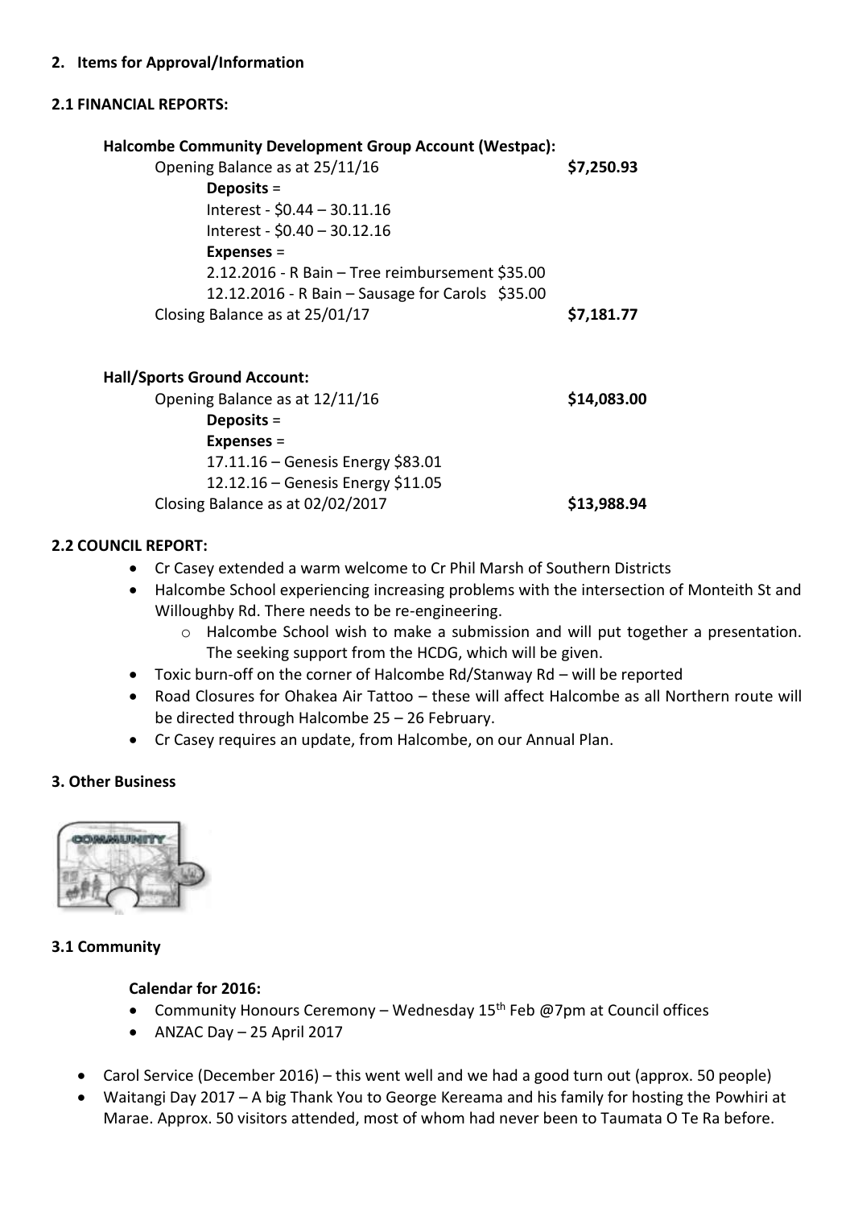## 2. Items for Approval/Information

### 2.1 FINANCIAL REPORTS:

**Halcombe Community Development Group Account (Westpac):**

Opening Balance as at 25/11/16 **$7,250.93**

**Deposits** =

Interest - $0.44 – 30.11.16

Interest - $0.40 – 30.12.16

**Expenses** =

2.12.2016 - R Bain – Tree reimbursement $35.00

12.12.2016 - R Bain – Sausage for Carols $35.00

Closing Balance as at 25/01/17 **$7,181.77**

**Hall/Sports Ground Account:**

Opening Balance as at 12/11/16 **$14,083.00**

**Deposits** =

**Expenses** =

17.11.16 – Genesis Energy $83.01

12.12.16 – Genesis Energy $11.05

Closing Balance as at 02/02/2017 **$13,988.94**

### 2.2 COUNCIL REPORT:

- Cr Casey extended a warm welcome to Cr Phil Marsh of Southern Districts
- Halcombe School experiencing increasing problems with the intersection of Monteith St and Willoughby Rd. There needs to be re-engineering.
  - Halcombe School wish to make a submission and will put together a presentation. The seeking support from the HCDG, which will be given.
- Toxic burn-off on the corner of Halcombe Rd/Stanway Rd – will be reported
- Road Closures for Ohakea Air Tattoo – these will affect Halcombe as all Northern route will be directed through Halcombe 25 – 26 February.
- Cr Casey requires an update, from Halcombe, on our Annual Plan.

## 3. Other Business

### 3.1 Community

**Calendar for 2016:**

- Community Honours Ceremony – Wednesday 15th Feb @7pm at Council offices
- ANZAC Day – 25 April 2017

- Carol Service (December 2016) – this went well and we had a good turn out (approx. 50 people)
- Waitangi Day 2017 – A big Thank You to George Kereama and his family for hosting the Powhiri at Marae. Approx. 50 visitors attended, most of whom had never been to Taumata O Te Ra before.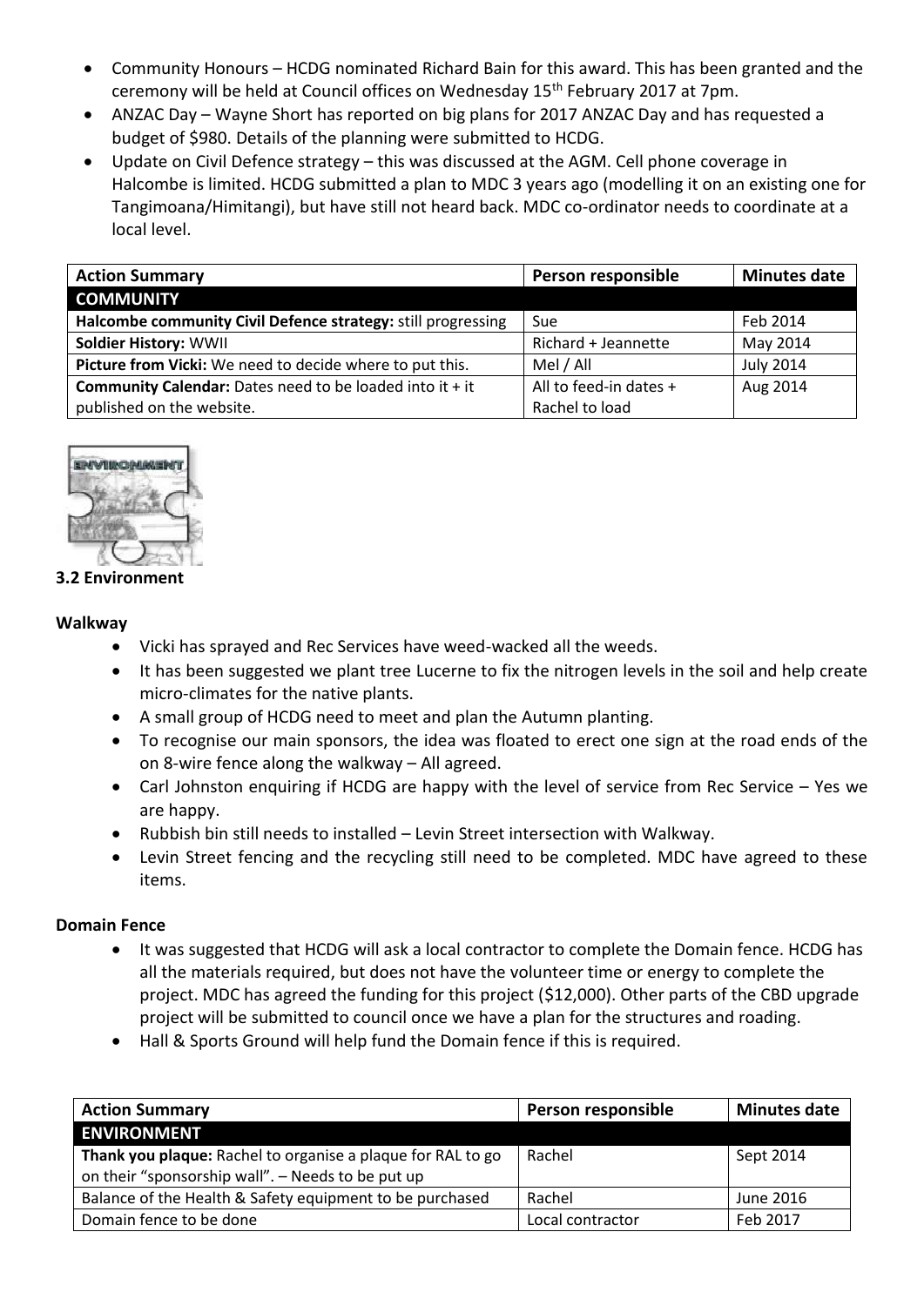- Community Honours – HCDG nominated Richard Bain for this award. This has been granted and the ceremony will be held at Council offices on Wednesday 15th February 2017 at 7pm.
- ANZAC Day – Wayne Short has reported on big plans for 2017 ANZAC Day and has requested a budget of $980. Details of the planning were submitted to HCDG.
- Update on Civil Defence strategy – this was discussed at the AGM. Cell phone coverage in Halcombe is limited. HCDG submitted a plan to MDC 3 years ago (modelling it on an existing one for Tangimoana/Himitangi), but have still not heard back. MDC co-ordinator needs to coordinate at a local level.

| Action Summary | Person responsible | Minutes date |
|---|---|---|
| **COMMUNITY** | | |
| **Halcombe community Civil Defence strategy:** still progressing | Sue | Feb 2014 |
| **Soldier History:** WWII | Richard + Jeannette | May 2014 |
| **Picture from Vicki:** We need to decide where to put this. | Mel / All | July 2014 |
| **Community Calendar:** Dates need to be loaded into it + it published on the website. | All to feed-in dates + Rachel to load | Aug 2014 |

### 3.2 Environment

**Walkway**

- Vicki has sprayed and Rec Services have weed-wacked all the weeds.
- It has been suggested we plant tree Lucerne to fix the nitrogen levels in the soil and help create micro-climates for the native plants.
- A small group of HCDG need to meet and plan the Autumn planting.
- To recognise our main sponsors, the idea was floated to erect one sign at the road ends of the on 8-wire fence along the walkway – All agreed.
- Carl Johnston enquiring if HCDG are happy with the level of service from Rec Service – Yes we are happy.
- Rubbish bin still needs to installed – Levin Street intersection with Walkway.
- Levin Street fencing and the recycling still need to be completed. MDC have agreed to these items.

**Domain Fence**

- It was suggested that HCDG will ask a local contractor to complete the Domain fence. HCDG has all the materials required, but does not have the volunteer time or energy to complete the project. MDC has agreed the funding for this project ($12,000). Other parts of the CBD upgrade project will be submitted to council once we have a plan for the structures and roading.
- Hall & Sports Ground will help fund the Domain fence if this is required.

| Action Summary | Person responsible | Minutes date |
|---|---|---|
| **ENVIRONMENT** | | |
| **Thank you plaque:** Rachel to organise a plaque for RAL to go on their "sponsorship wall". – Needs to be put up | Rachel | Sept 2014 |
| Balance of the Health & Safety equipment to be purchased | Rachel | June 2016 |
| Domain fence to be done | Local contractor | Feb 2017 |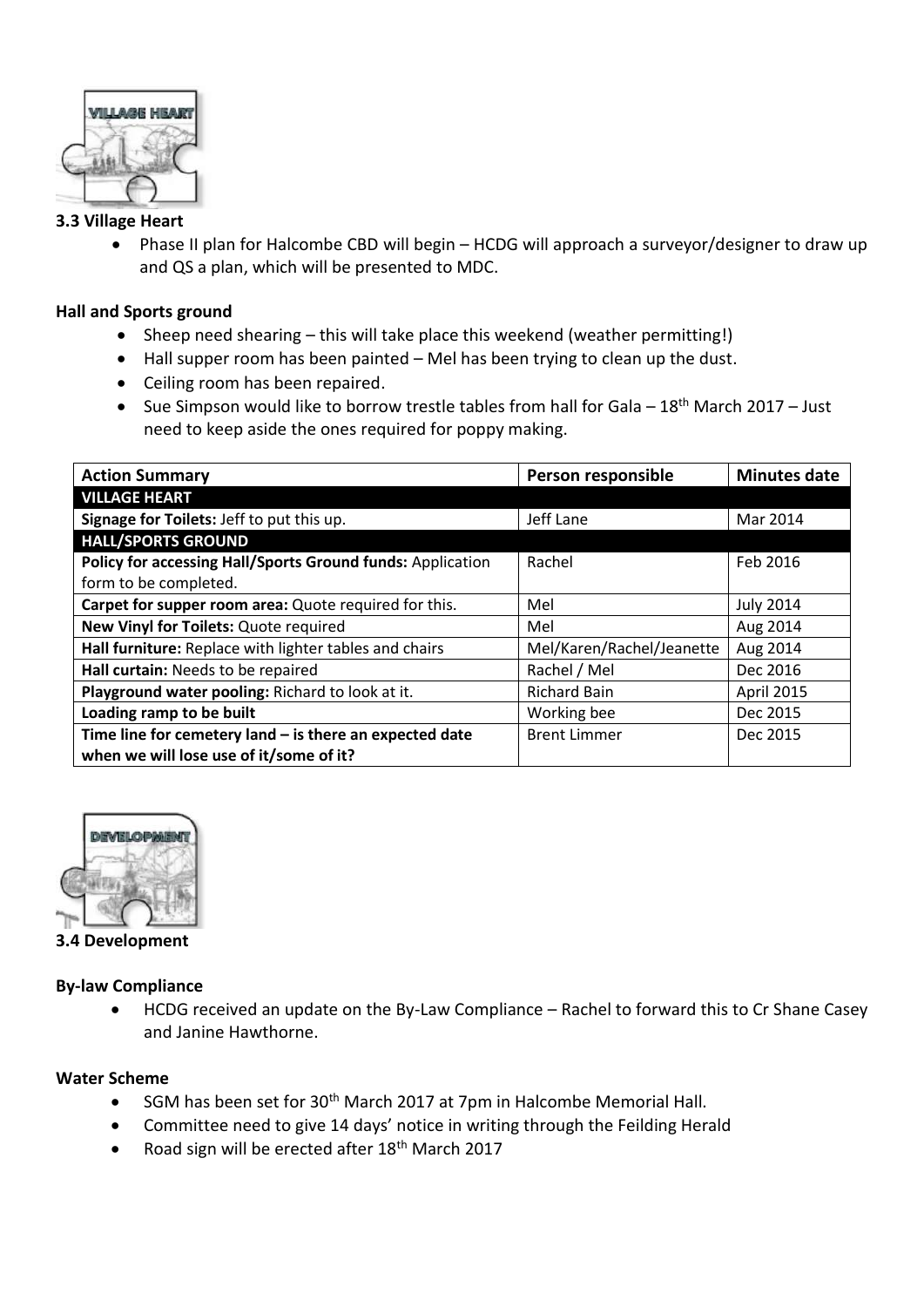### 3.3 Village Heart

- Phase II plan for Halcombe CBD will begin – HCDG will approach a surveyor/designer to draw up and QS a plan, which will be presented to MDC.

**Hall and Sports ground**

- Sheep need shearing – this will take place this weekend (weather permitting!)
- Hall supper room has been painted – Mel has been trying to clean up the dust.
- Ceiling room has been repaired.
- Sue Simpson would like to borrow trestle tables from hall for Gala – 18th March 2017 – Just need to keep aside the ones required for poppy making.

| Action Summary | Person responsible | Minutes date |
|---|---|---|
| **VILLAGE HEART** | | |
| **Signage for Toilets:** Jeff to put this up. | Jeff Lane | Mar 2014 |
| **HALL/SPORTS GROUND** | | |
| **Policy for accessing Hall/Sports Ground funds:** Application form to be completed. | Rachel | Feb 2016 |
| **Carpet for supper room area:** Quote required for this. | Mel | July 2014 |
| **New Vinyl for Toilets:** Quote required | Mel | Aug 2014 |
| **Hall furniture:** Replace with lighter tables and chairs | Mel/Karen/Rachel/Jeanette | Aug 2014 |
| **Hall curtain:** Needs to be repaired | Rachel / Mel | Dec 2016 |
| **Playground water pooling:** Richard to look at it. | Richard Bain | April 2015 |
| **Loading ramp to be built** | Working bee | Dec 2015 |
| **Time line for cemetery land – is there an expected date when we will lose use of it/some of it?** | Brent Limmer | Dec 2015 |

### 3.4 Development

**By-law Compliance**

- HCDG received an update on the By-Law Compliance – Rachel to forward this to Cr Shane Casey and Janine Hawthorne.

**Water Scheme**

- SGM has been set for 30th March 2017 at 7pm in Halcombe Memorial Hall.
- Committee need to give 14 days' notice in writing through the Feilding Herald
- Road sign will be erected after 18th March 2017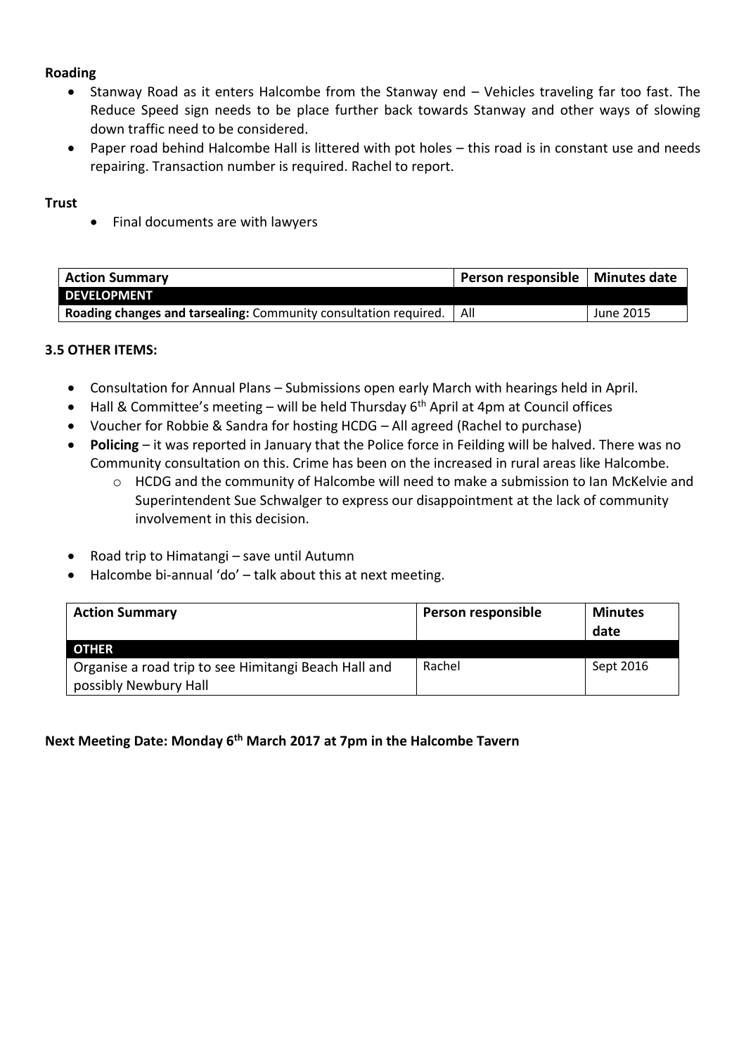**Roading**

- Stanway Road as it enters Halcombe from the Stanway end – Vehicles traveling far too fast. The Reduce Speed sign needs to be place further back towards Stanway and other ways of slowing down traffic need to be considered.
- Paper road behind Halcombe Hall is littered with pot holes – this road is in constant use and needs repairing. Transaction number is required. Rachel to report.

**Trust**

- Final documents are with lawyers

| Action Summary | Person responsible | Minutes date |
|---|---|---|
| **DEVELOPMENT** | | |
| **Roading changes and tarsealing:** Community consultation required. | All | June 2015 |

**3.5 OTHER ITEMS:**

- Consultation for Annual Plans – Submissions open early March with hearings held in April.
- Hall & Committee's meeting – will be held Thursday 6th April at 4pm at Council offices
- Voucher for Robbie & Sandra for hosting HCDG – All agreed (Rachel to purchase)
- **Policing** – it was reported in January that the Police force in Feilding will be halved. There was no Community consultation on this. Crime has been on the increased in rural areas like Halcombe.
  - HCDG and the community of Halcombe will need to make a submission to Ian McKelvie and Superintendent Sue Schwalger to express our disappointment at the lack of community involvement in this decision.
- Road trip to Himatangi – save until Autumn
- Halcombe bi-annual 'do' – talk about this at next meeting.

| Action Summary | Person responsible | Minutes date |
|---|---|---|
| **OTHER** | | |
| Organise a road trip to see Himitangi Beach Hall and possibly Newbury Hall | Rachel | Sept 2016 |

**Next Meeting Date: Monday 6th March 2017 at 7pm in the Halcombe Tavern**